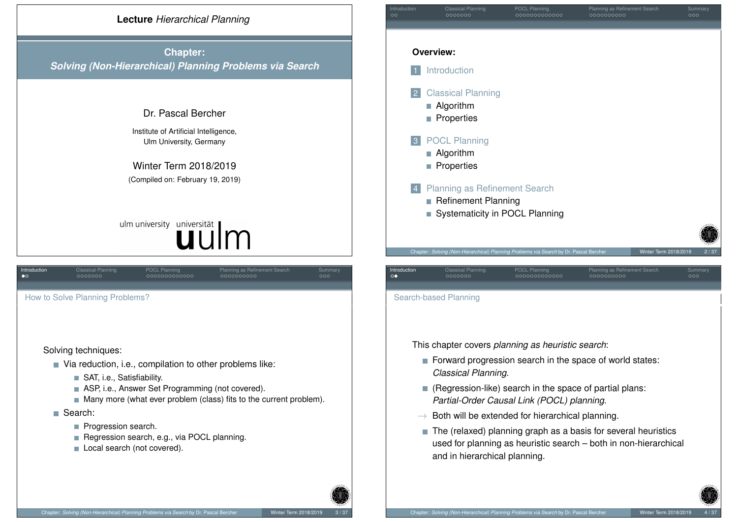**Lecture** *Hierarchical Planning*

## Chapter: *Solving (Non-Hierarchical) Planning Problems via Search*

Dr. Pascal Bercher

Institute of Artificial Intelligence,
Ulm University, Germany

Winter Term 2018/2019

(Compiled on: February 19, 2019)

ulm university universität ulm

---

**Overview:**

1. Introduction
2. Classical Planning
   - Algorithm
   - Properties
3. POCL Planning
   - Algorithm
   - Properties
4. Planning as Refinement Search
   - Refinement Planning
   - Systematicity in POCL Planning

---

## How to Solve Planning Problems?

Solving techniques:

- Via reduction, i.e., compilation to other problems like:
  - SAT, i.e., Satisfiability.
  - ASP, i.e., Answer Set Programming (not covered).
  - Many more (what ever problem (class) fits to the current problem).
- Search:
  - Progression search.
  - Regression search, e.g., via POCL planning.
  - Local search (not covered).

---

## Search-based Planning

This chapter covers *planning as heuristic search*:

- Forward progression search in the space of world states: *Classical Planning*.
- (Regression-like) search in the space of partial plans: *Partial-Order Causal Link (POCL) planning*.

→ Both will be extended for hierarchical planning.

- The (relaxed) planning graph as a basis for several heuristics used for planning as heuristic search – both in non-hierarchical and in hierarchical planning.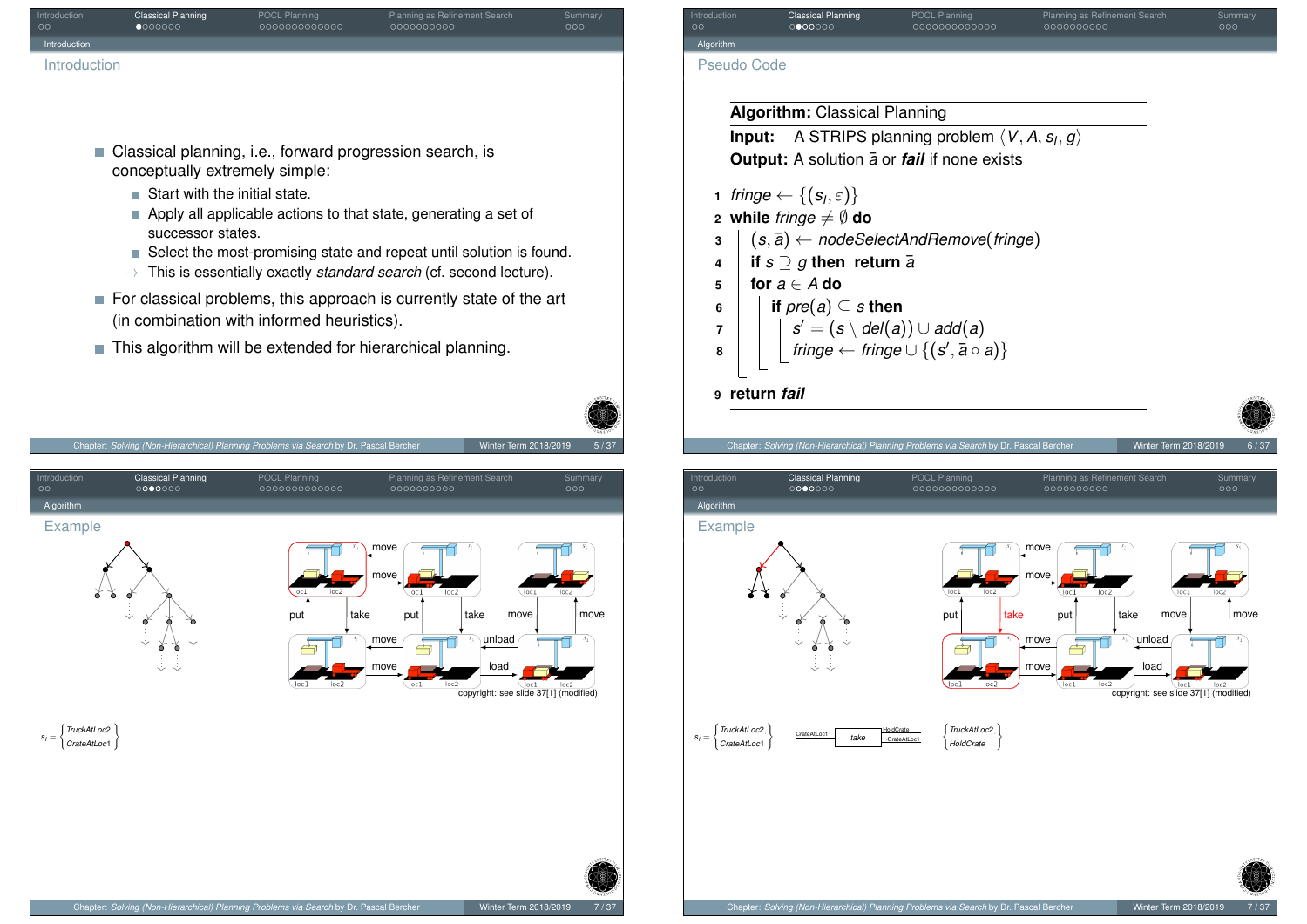## Introduction

- Classical planning, i.e., forward progression search, is conceptually extremely simple:
  - Start with the initial state.
  - Apply all applicable actions to that state, generating a set of successor states.
  - Select the most-promising state and repeat until solution is found.
  - → This is essentially exactly *standard search* (cf. second lecture).
- For classical problems, this approach is currently state of the art (in combination with informed heuristics).
- This algorithm will be extended for hierarchical planning.

## Pseudo Code

**Algorithm:** Classical Planning

**Input:** A STRIPS planning problem $\langle V, A, s_I, g\rangle$

**Output:** A solution $\bar{a}$ or ***fail*** if none exists

1. $fringe \leftarrow \{(s_I, \varepsilon)\}$
2. **while** $fringe \neq \emptyset$ **do**
3. $\quad (s, \bar{a}) \leftarrow nodeSelectAndRemove(fringe)$
4. $\quad$ **if** $s \supseteq g$ **then return** $\bar{a}$
5. $\quad$ **for** $a \in A$ **do**
6. $\quad\quad$ **if** $pre(a) \subseteq s$ **then**
7. $\quad\quad\quad s' = (s \setminus del(a)) \cup add(a)$
8. $\quad\quad\quad fringe \leftarrow fringe \cup \{(s', \bar{a} \circ a)\}$
9. **return *fail***

## Example

move, move, put, take, put, take, move, move, move, move, unload, load

copyright: see slide 37[1] (modified)

$s_I = \{TruckAtLoc2, CrateAtLoc1\}$

## Example

move, move, put, take, put, take, move, move, move, move, unload, load

copyright: see slide 37[1] (modified)

$s_I = \{TruckAtLoc2, CrateAtLoc1\}$ — CrateAtLoc1 → *take* → HoldCrate, ¬CrateAtLoc1 — $\{TruckAtLoc2, HoldCrate\}$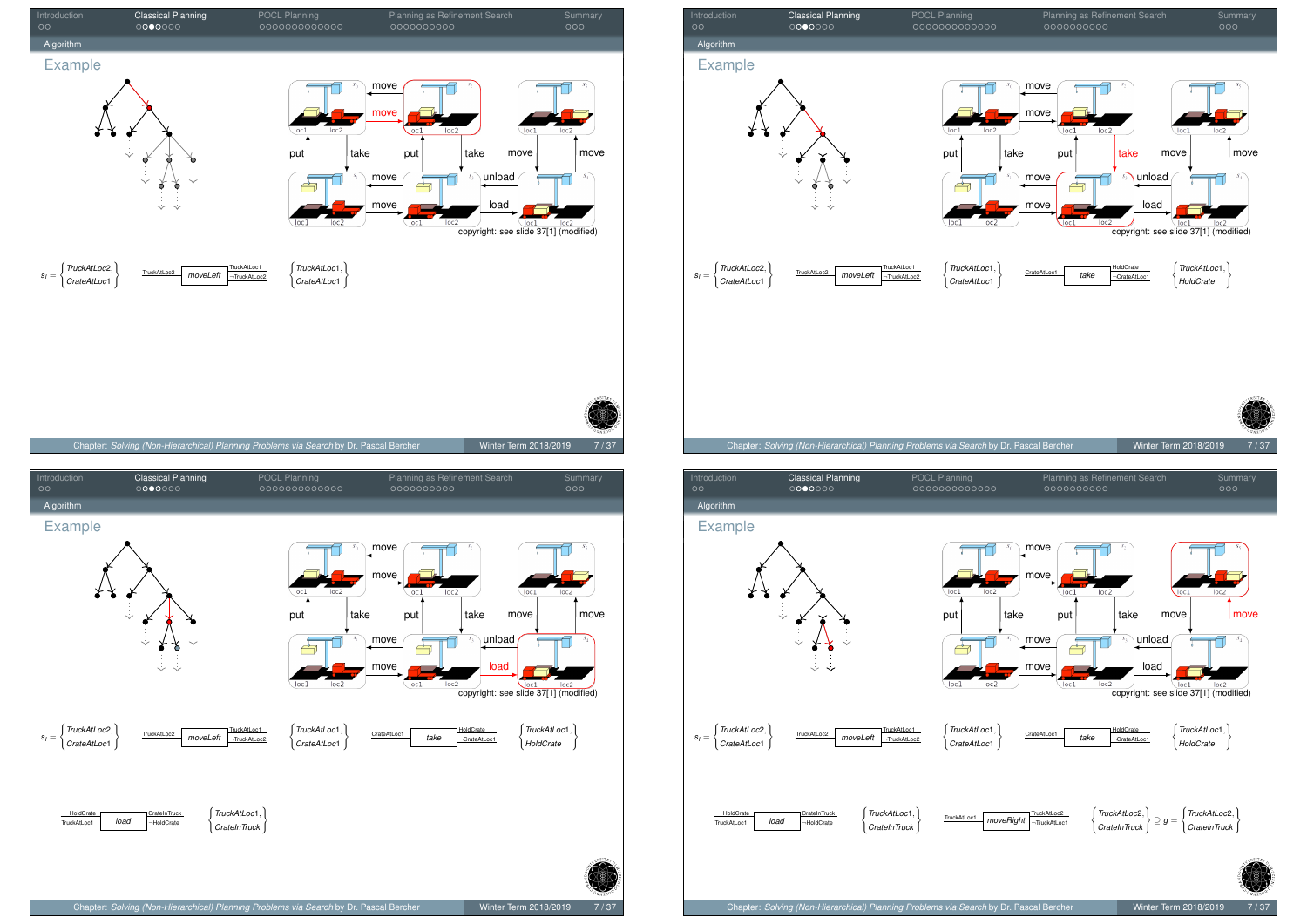## Example

move, move, put, take, put, take, move, move, move, unload, move, load

copyright: see slide 37[1] (modified)

$s_I = \left\{ \begin{array}{l} TruckAtLoc2, \\ CrateAtLoc1 \end{array} \right\}$ — TruckAtLoc2 → *moveLeft* → TruckAtLoc1, ¬TruckAtLoc2 — $\left\{ \begin{array}{l} TruckAtLoc1, \\ CrateAtLoc1 \end{array} \right\}$

---

## Example

move, move, put, take, put, take, move, move, move, unload, move, load

copyright: see slide 37[1] (modified)

$s_I = \left\{ \begin{array}{l} TruckAtLoc2, \\ CrateAtLoc1 \end{array} \right\}$ — TruckAtLoc2 → *moveLeft* → TruckAtLoc1, ¬TruckAtLoc2 — $\left\{ \begin{array}{l} TruckAtLoc1, \\ CrateAtLoc1 \end{array} \right\}$ — CrateAtLoc1 → *take* → HoldCrate, ¬CrateAtLoc1 — $\left\{ \begin{array}{l} TruckAtLoc1, \\ HoldCrate \end{array} \right\}$

---

## Example

move, move, put, take, put, take, move, move, move, unload, move, load

copyright: see slide 37[1] (modified)

$s_I = \left\{ \begin{array}{l} TruckAtLoc2, \\ CrateAtLoc1 \end{array} \right\}$ — TruckAtLoc2 → *moveLeft* → TruckAtLoc1, ¬TruckAtLoc2 — $\left\{ \begin{array}{l} TruckAtLoc1, \\ CrateAtLoc1 \end{array} \right\}$ — CrateAtLoc1 → *take* → HoldCrate, ¬CrateAtLoc1 — $\left\{ \begin{array}{l} TruckAtLoc1, \\ HoldCrate \end{array} \right\}$

HoldCrate, TruckAtLoc1 → *load* → CrateInTruck, ¬HoldCrate — $\left\{ \begin{array}{l} TruckAtLoc1, \\ CrateInTruck \end{array} \right\}$

---

## Example

move, move, put, take, put, take, move, move, move, unload, move, load

copyright: see slide 37[1] (modified)

$s_I = \left\{ \begin{array}{l} TruckAtLoc2, \\ CrateAtLoc1 \end{array} \right\}$ — TruckAtLoc2 → *moveLeft* → TruckAtLoc1, ¬TruckAtLoc2 — $\left\{ \begin{array}{l} TruckAtLoc1, \\ CrateAtLoc1 \end{array} \right\}$ — CrateAtLoc1 → *take* → HoldCrate, ¬CrateAtLoc1 — $\left\{ \begin{array}{l} TruckAtLoc1, \\ HoldCrate \end{array} \right\}$

HoldCrate, TruckAtLoc1 → *load* → CrateInTruck, ¬HoldCrate — $\left\{ \begin{array}{l} TruckAtLoc1, \\ CrateInTruck \end{array} \right\}$ — TruckAtLoc1 → *moveRight* → TruckAtLoc2, ¬TruckAtLoc1 — $\left\{ \begin{array}{l} TruckAtLoc2, \\ CrateInTruck \end{array} \right\} \supseteq g = \left\{ \begin{array}{l} TruckAtLoc2, \\ CrateInTruck \end{array} \right\}$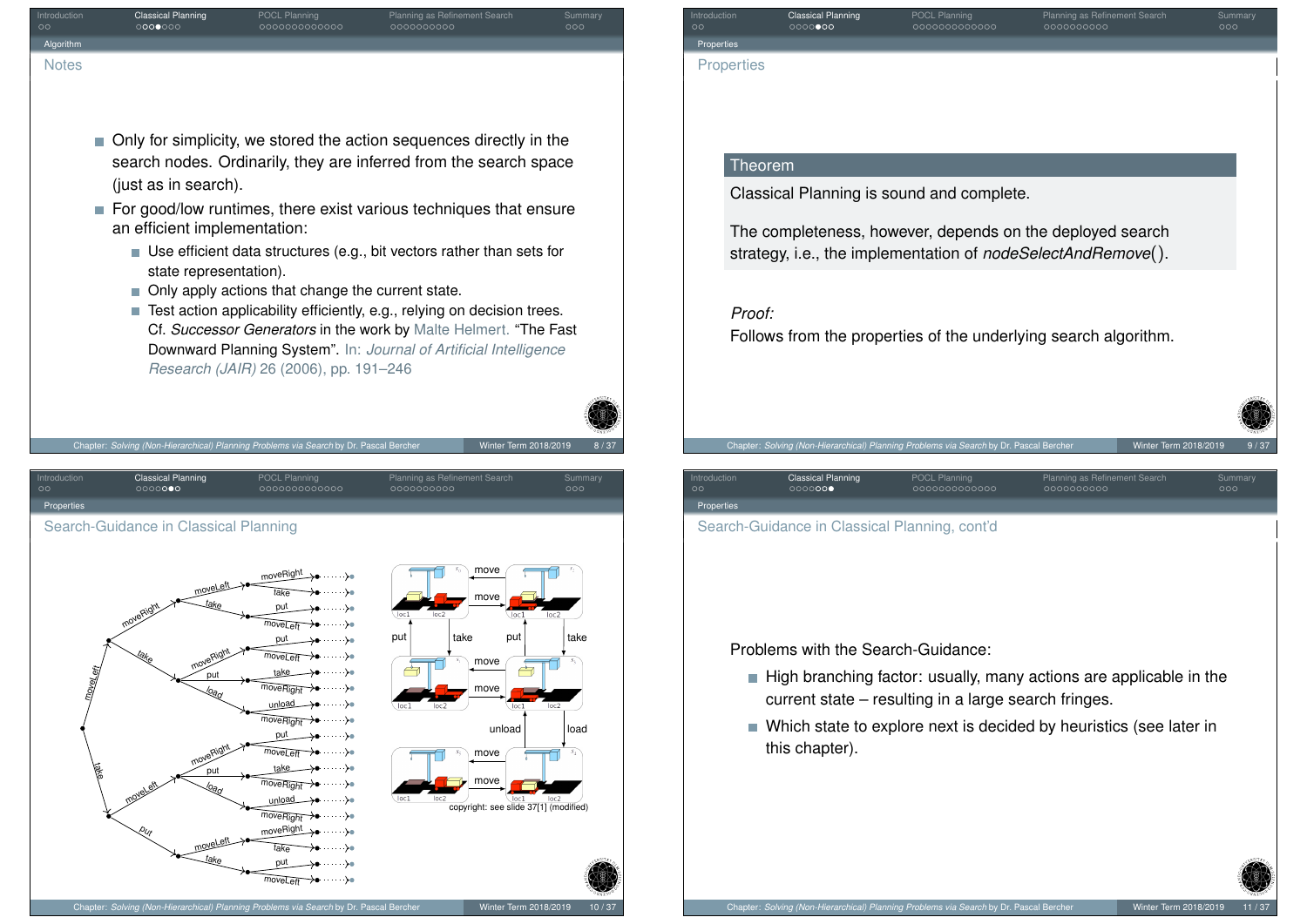## Notes

- Only for simplicity, we stored the action sequences directly in the search nodes. Ordinarily, they are inferred from the search space (just as in search).
- For good/low runtimes, there exist various techniques that ensure an efficient implementation:
  - Use efficient data structures (e.g., bit vectors rather than sets for state representation).
  - Only apply actions that change the current state.
  - Test action applicability efficiently, e.g., relying on decision trees. Cf. *Successor Generators* in the work by Malte Helmert. "The Fast Downward Planning System". In: *Journal of Artificial Intelligence Research (JAIR)* 26 (2006), pp. 191–246

## Properties

**Theorem**

Classical Planning is sound and complete.

The completeness, however, depends on the deployed search strategy, i.e., the implementation of *nodeSelectAndRemove*().

*Proof:*
Follows from the properties of the underlying search algorithm.

## Search-Guidance in Classical Planning

copyright: see slide 37[1] (modified)

## Search-Guidance in Classical Planning, cont'd

Problems with the Search-Guidance:

- High branching factor: usually, many actions are applicable in the current state – resulting in a large search fringes.
- Which state to explore next is decided by heuristics (see later in this chapter).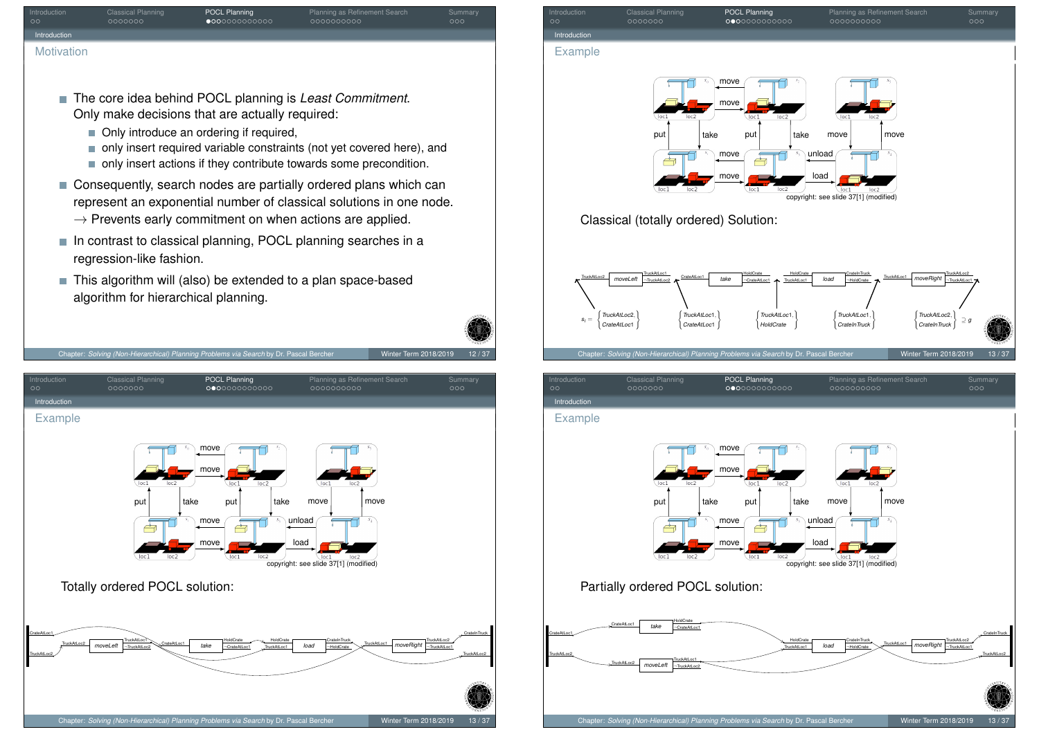## Motivation

- The core idea behind POCL planning is *Least Commitment*. Only make decisions that are actually required:
  - Only introduce an ordering if required,
  - only insert required variable constraints (not yet covered here), and
  - only insert actions if they contribute towards some precondition.
- Consequently, search nodes are partially ordered plans which can represent an exponential number of classical solutions in one node.
  $\rightarrow$ Prevents early commitment on when actions are applied.
- In contrast to classical planning, POCL planning searches in a regression-like fashion.
- This algorithm will (also) be extended to a plan space-based algorithm for hierarchical planning.

## Example

copyright: see slide 37[1] (modified)

Classical (totally ordered) Solution:

$s_I = \{TruckAtLoc2, CrateAtLoc1\}$ — *moveLeft* — $\{TruckAtLoc1, CrateAtLoc1\}$ — *take* — $\{TruckAtLoc1, HoldCrate\}$ — *load* — $\{TruckAtLoc1, CrateInTruck\}$ — *moveRight* — $\{TruckAtLoc2, CrateInTruck\} \supseteq g$

## Example

copyright: see slide 37[1] (modified)

Totally ordered POCL solution:

## Example

copyright: see slide 37[1] (modified)

Partially ordered POCL solution: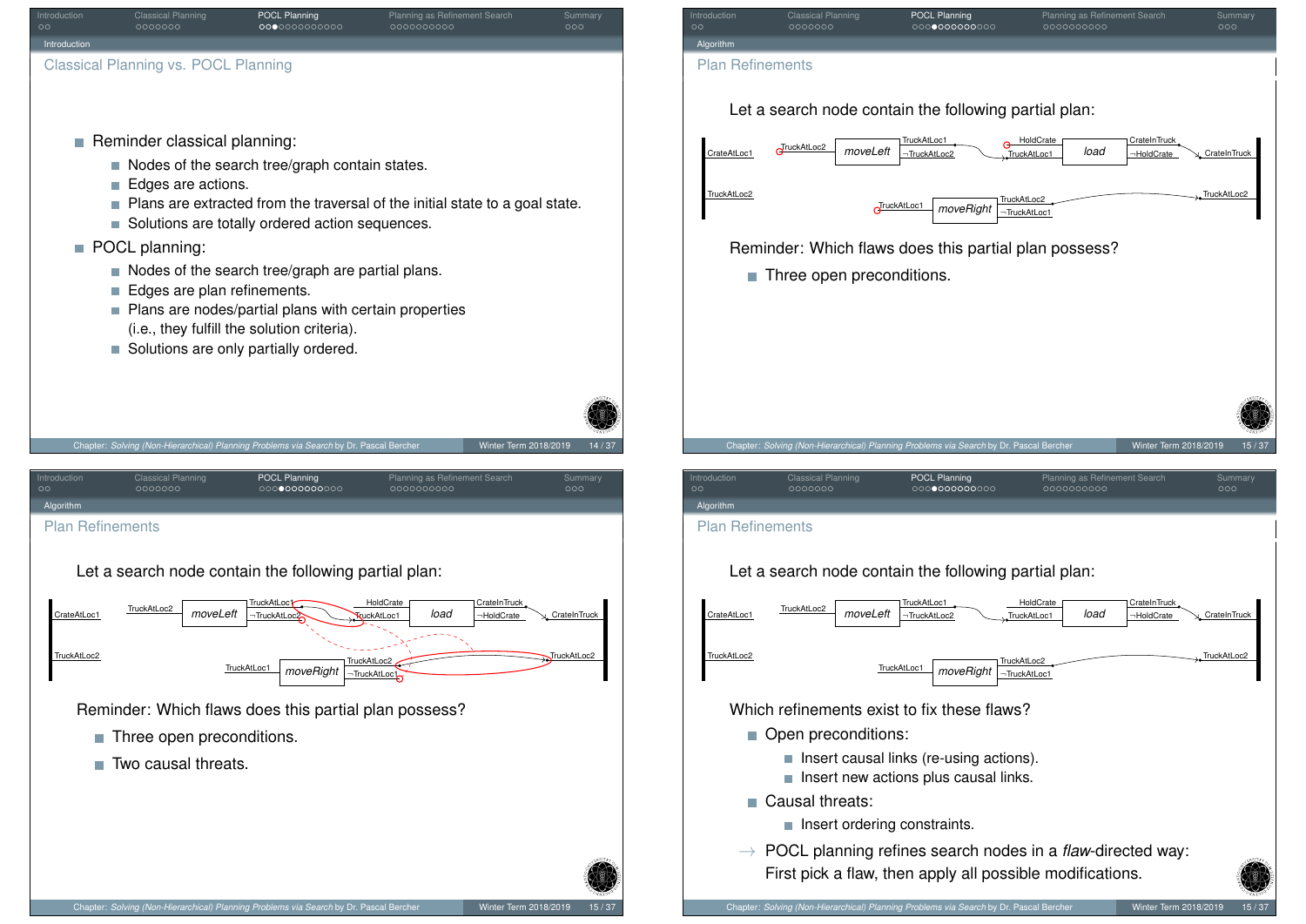## Classical Planning vs. POCL Planning

- Reminder classical planning:
  - Nodes of the search tree/graph contain states.
  - Edges are actions.
  - Plans are extracted from the traversal of the initial state to a goal state.
  - Solutions are totally ordered action sequences.
- POCL planning:
  - Nodes of the search tree/graph are partial plans.
  - Edges are plan refinements.
  - Plans are nodes/partial plans with certain properties (i.e., they fulfill the solution criteria).
  - Solutions are only partially ordered.

## Plan Refinements

Let a search node contain the following partial plan:

CrateAtLoc1, TruckAtLoc2 | TruckAtLoc2 → *moveLeft* → TruckAtLoc1, ¬TruckAtLoc2 | HoldCrate, TruckAtLoc1 → *load* → CrateInTruck, ¬HoldCrate | TruckAtLoc1 → *moveRight* → TruckAtLoc2, ¬TruckAtLoc1 | CrateInTruck, TruckAtLoc2

Reminder: Which flaws does this partial plan possess?

- Three open preconditions.

## Plan Refinements

Let a search node contain the following partial plan:

CrateAtLoc1, TruckAtLoc2 | TruckAtLoc2 → *moveLeft* → TruckAtLoc1, ¬TruckAtLoc2 | HoldCrate, TruckAtLoc1 → *load* → CrateInTruck, ¬HoldCrate | TruckAtLoc1 → *moveRight* → TruckAtLoc2, ¬TruckAtLoc1 | CrateInTruck, TruckAtLoc2

Reminder: Which flaws does this partial plan possess?

- Three open preconditions.
- Two causal threats.

## Plan Refinements

Let a search node contain the following partial plan:

CrateAtLoc1, TruckAtLoc2 | TruckAtLoc2 → *moveLeft* → TruckAtLoc1, ¬TruckAtLoc2 | HoldCrate, TruckAtLoc1 → *load* → CrateInTruck, ¬HoldCrate | TruckAtLoc1 → *moveRight* → TruckAtLoc2, ¬TruckAtLoc1 | CrateInTruck, TruckAtLoc2

Which refinements exist to fix these flaws?

- Open preconditions:
  - Insert causal links (re-using actions).
  - Insert new actions plus causal links.
- Causal threats:
  - Insert ordering constraints.

→ POCL planning refines search nodes in a *flaw*-directed way: First pick a flaw, then apply all possible modifications.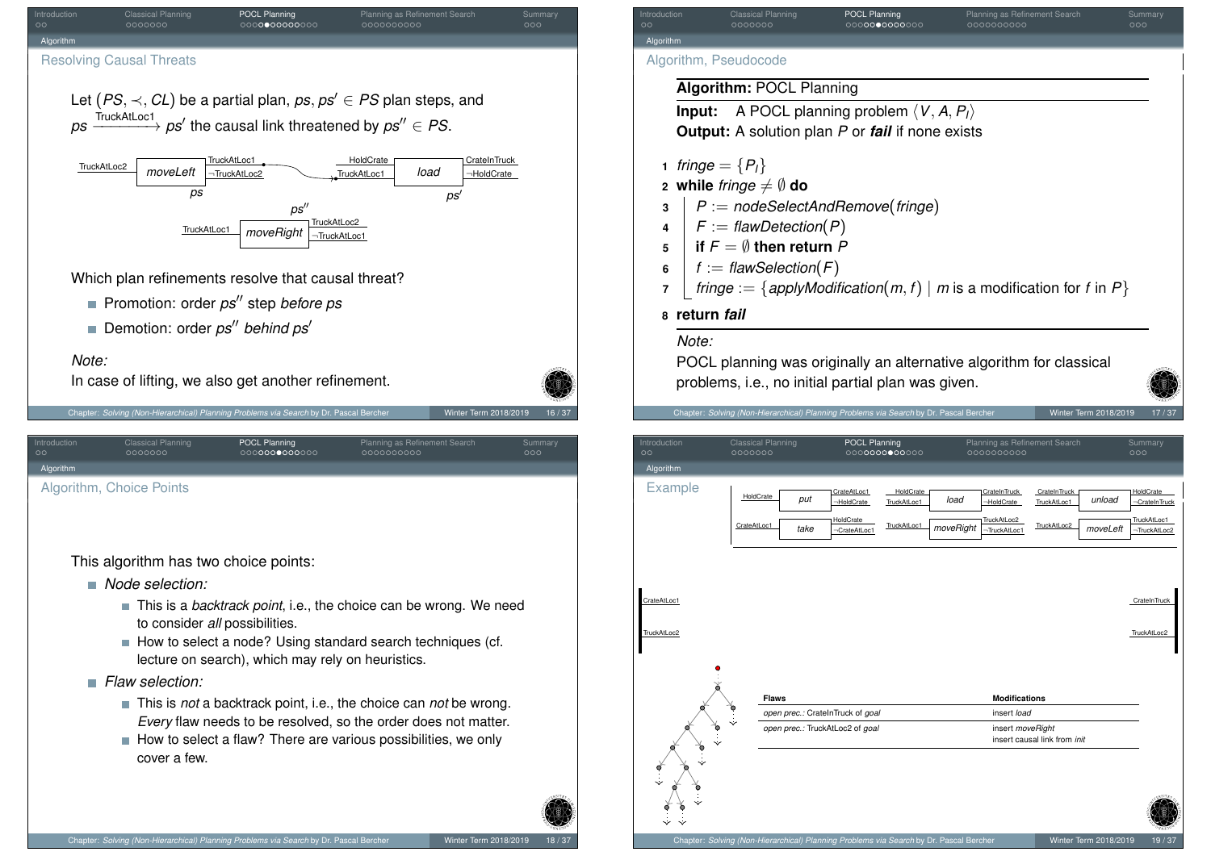## Resolving Causal Threats

Let $(PS, \prec, CL)$ be a partial plan, $ps, ps' \in PS$ plan steps, and $ps \xrightarrow{\text{TruckAtLoc1}} ps'$ the causal link threatened by $ps'' \in PS$.

TruckAtLoc2 — *moveLeft* ($ps$) — TruckAtLoc1, ¬TruckAtLoc2 → TruckAtLoc1, HoldCrate — *load* ($ps'$) — CrateInTruck, ¬HoldCrate

TruckAtLoc1 — *moveRight* ($ps''$) — TruckAtLoc2, ¬TruckAtLoc1

Which plan refinements resolve that causal threat?

- Promotion: order $ps''$ step *before* $ps$
- Demotion: order $ps''$ *behind* $ps'$

*Note:*
In case of lifting, we also get another refinement.

## Algorithm, Pseudocode

**Algorithm:** POCL Planning
**Input:** A POCL planning problem $\langle V, A, P_I \rangle$
**Output:** A solution plan $P$ or ***fail*** if none exists

```
1 fringe = {P_I}
2 while fringe ≠ ∅ do
3     P := nodeSelectAndRemove(fringe)
4     F := flawDetection(P)
5     if F = ∅ then return P
6     f := flawSelection(F)
7     fringe := {applyModification(m, f) | m is a modification for f in P}
8 return fail
```

*Note:*
POCL planning was originally an alternative algorithm for classical problems, i.e., no initial partial plan was given.

## Algorithm, Choice Points

This algorithm has two choice points:

- *Node selection:*
  - This is a *backtrack point*, i.e., the choice can be wrong. We need to consider *all* possibilities.
  - How to select a node? Using standard search techniques (cf. lecture on search), which may rely on heuristics.
- *Flaw selection:*
  - This is *not* a backtrack point, i.e., the choice can *not* be wrong. *Every* flaw needs to be resolved, so the order does not matter.
  - How to select a flaw? There are various possibilities, we only cover a few.

## Example

Actions:
- HoldCrate — *put* — CrateAtLoc1, ¬HoldCrate
- HoldCrate, TruckAtLoc1 — *load* — CrateInTruck, ¬HoldCrate
- CrateInTruck, TruckAtLoc1 — *unload* — HoldCrate, ¬CrateInTruck
- CrateAtLoc1 — *take* — HoldCrate, ¬CrateAtLoc1
- TruckAtLoc1 — *moveRight* — TruckAtLoc2, ¬TruckAtLoc1
- TruckAtLoc2 — *moveLeft* — TruckAtLoc1, ¬TruckAtLoc2

init: CrateAtLoc1, TruckAtLoc2 — goal: CrateInTruck, TruckAtLoc2

| Flaws | Modifications |
|---|---|
| *open prec.:* CrateInTruck of *goal* | insert *load* |
| *open prec.:* TruckAtLoc2 of *goal* | insert *moveRight*<br>insert causal link from *init* |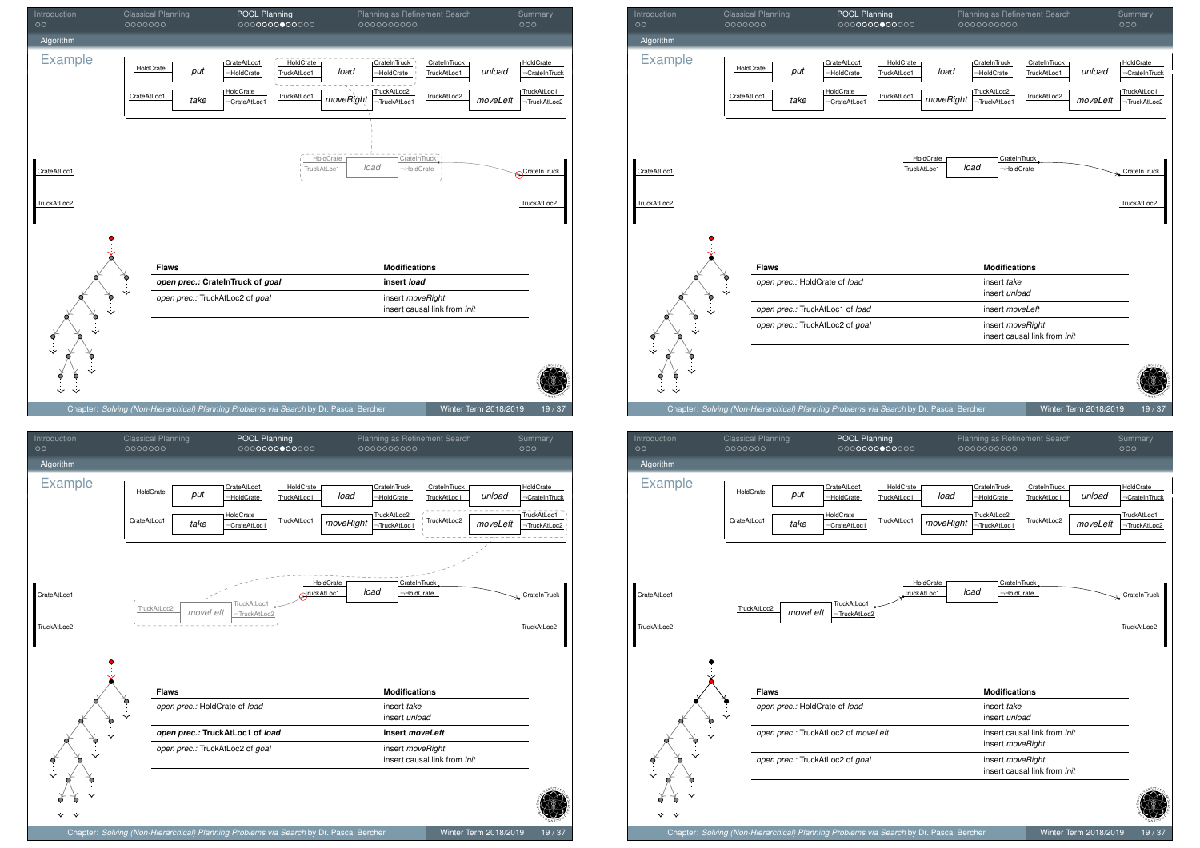## Example

| Flaws | Modifications |
|---|---|
| ***open prec.:* CrateInTruck of *goal*** | **insert *load*** |
| *open prec.:* TruckAtLoc2 of *goal* | insert *moveRight* <br> insert causal link from *init* |

## Example

| Flaws | Modifications |
|---|---|
| *open prec.:* HoldCrate of *load* | insert *take* <br> insert *unload* |
| *open prec.:* TruckAtLoc1 of *load* | insert *moveLeft* |
| *open prec.:* TruckAtLoc2 of *goal* | insert *moveRight* <br> insert causal link from *init* |

## Example

| Flaws | Modifications |
|---|---|
| *open prec.:* HoldCrate of *load* | insert *take* <br> insert *unload* |
| ***open prec.:* TruckAtLoc1 of *load*** | **insert *moveLeft*** |
| *open prec.:* TruckAtLoc2 of *goal* | insert *moveRight* <br> insert causal link from *init* |

## Example

| Flaws | Modifications |
|---|---|
| *open prec.:* HoldCrate of *load* | insert *take* <br> insert *unload* |
| *open prec.:* TruckAtLoc2 of *moveLeft* | insert causal link from *init* <br> insert *moveRight* |
| *open prec.:* TruckAtLoc2 of *goal* | insert *moveRight* <br> insert causal link from *init* |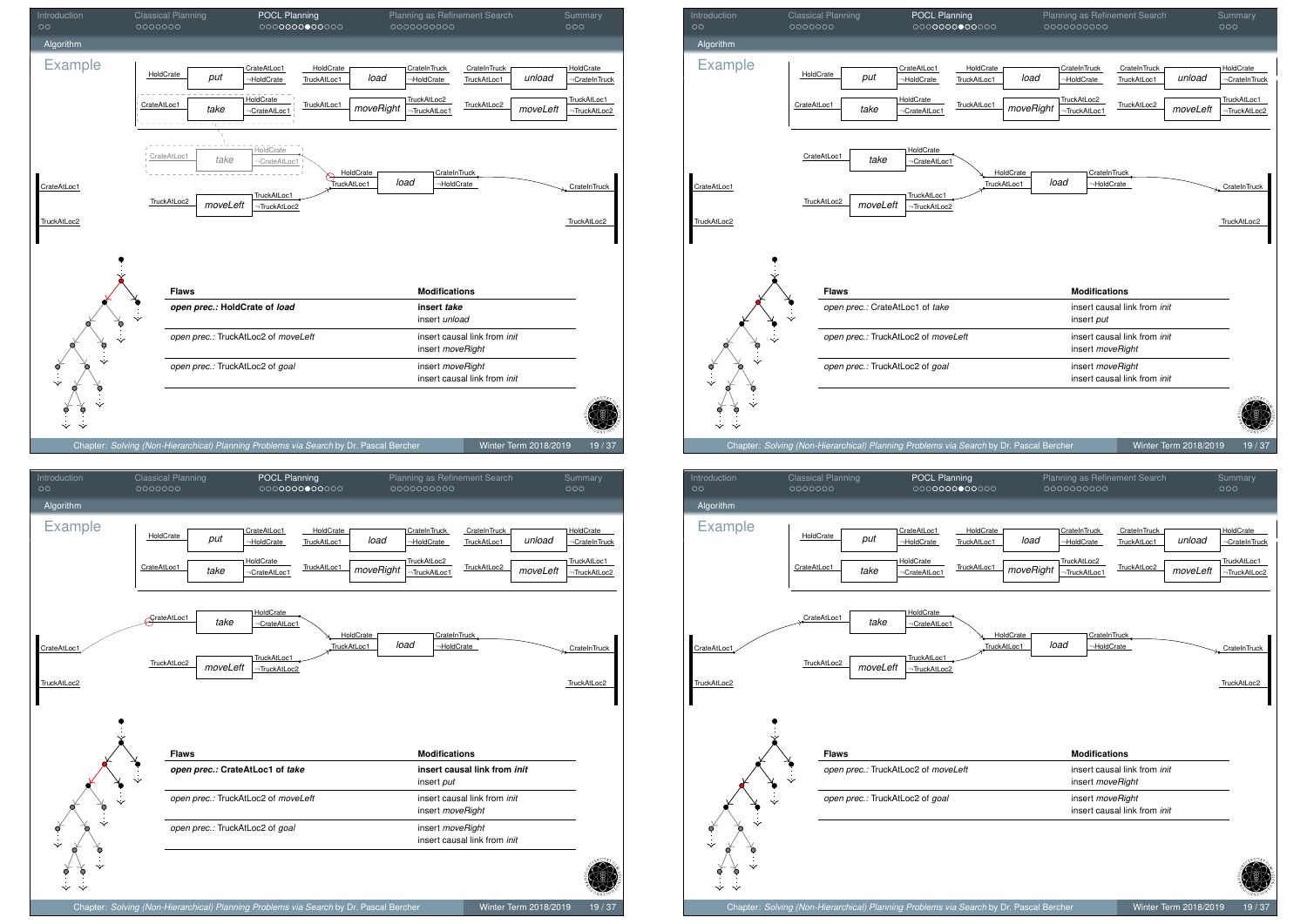## Example

| Flaws | Modifications |
|---|---|
| ***open prec.*: HoldCrate of *load*** | **insert *take***<br>insert *unload* |
| *open prec.*: TruckAtLoc2 of *moveLeft* | insert causal link from *init*<br>insert *moveRight* |
| *open prec.*: TruckAtLoc2 of *goal* | insert *moveRight*<br>insert causal link from *init* |

## Example

| Flaws | Modifications |
|---|---|
| *open prec.*: CrateAtLoc1 of *take* | insert causal link from *init*<br>insert *put* |
| *open prec.*: TruckAtLoc2 of *moveLeft* | insert causal link from *init*<br>insert *moveRight* |
| *open prec.*: TruckAtLoc2 of *goal* | insert *moveRight*<br>insert causal link from *init* |

## Example

| Flaws | Modifications |
|---|---|
| ***open prec.*: CrateAtLoc1 of *take*** | **insert causal link from *init***<br>insert *put* |
| *open prec.*: TruckAtLoc2 of *moveLeft* | insert causal link from *init*<br>insert *moveRight* |
| *open prec.*: TruckAtLoc2 of *goal* | insert *moveRight*<br>insert causal link from *init* |

## Example

| Flaws | Modifications |
|---|---|
| *open prec.*: TruckAtLoc2 of *moveLeft* | insert causal link from *init*<br>insert *moveRight* |
| *open prec.*: TruckAtLoc2 of *goal* | insert *moveRight*<br>insert causal link from *init* |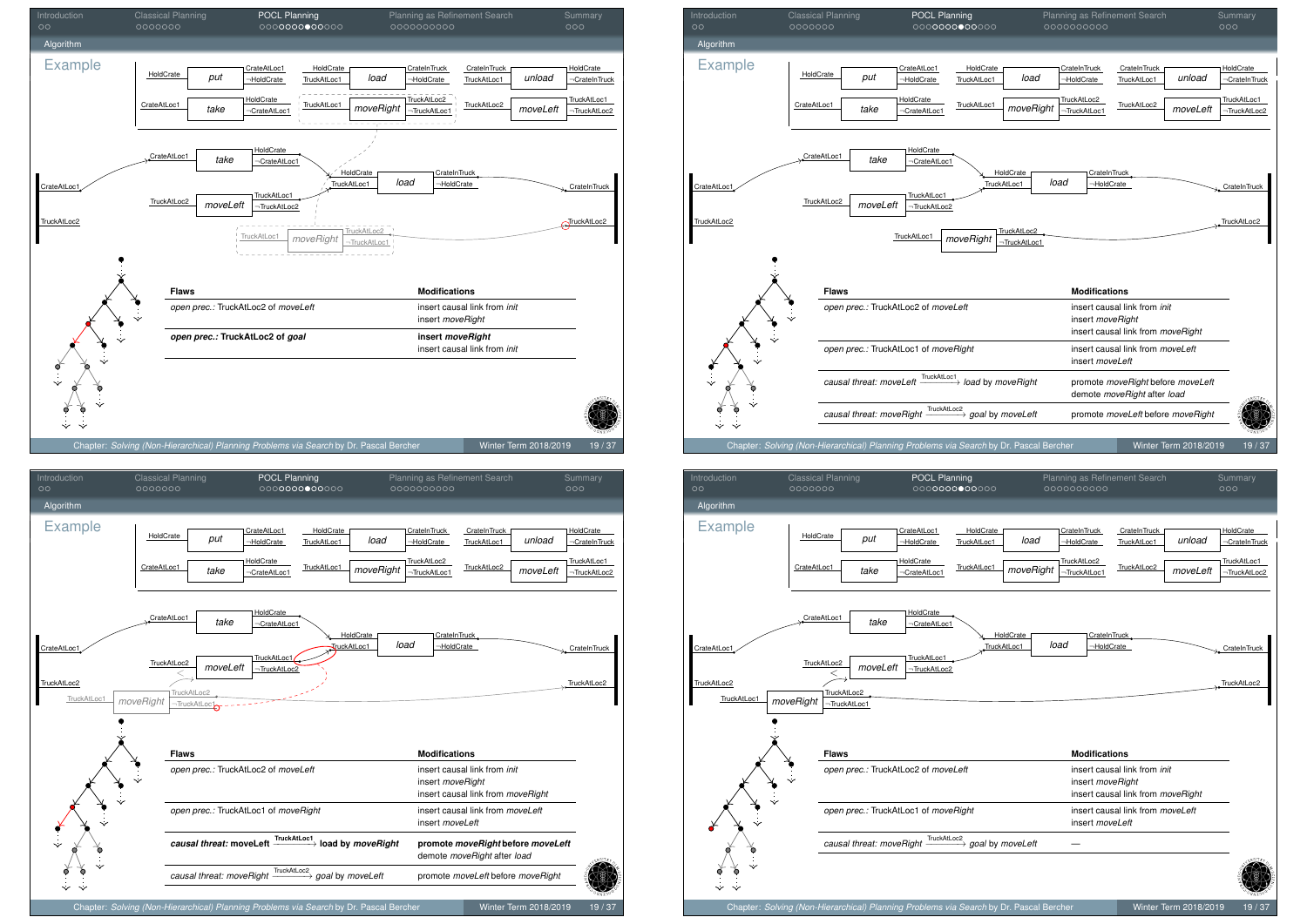## Example

| Flaws | Modifications |
|---|---|
| *open prec.:* TruckAtLoc2 of *moveLeft* | insert causal link from *init*<br>insert *moveRight* |
| ***open prec.:* TruckAtLoc2 of *goal*** | **insert *moveRight***<br>insert causal link from *init* |

## Example

| Flaws | Modifications |
|---|---|
| *open prec.:* TruckAtLoc2 of *moveLeft* | insert causal link from *init*<br>insert *moveRight*<br>insert causal link from *moveRight* |
| *open prec.:* TruckAtLoc1 of *moveRight* | insert causal link from *moveLeft*<br>insert *moveLeft* |
| *causal threat: moveLeft* $\xrightarrow{\text{TruckAtLoc1}}$ *load by moveRight* | promote *moveRight* before *moveLeft*<br>demote *moveRight* after *load* |
| *causal threat: moveRight* $\xrightarrow{\text{TruckAtLoc2}}$ *goal by moveLeft* | promote *moveLeft* before *moveRight* |

## Example

| Flaws | Modifications |
|---|---|
| *open prec.:* TruckAtLoc2 of *moveLeft* | insert causal link from *init*<br>insert *moveRight*<br>insert causal link from *moveRight* |
| *open prec.:* TruckAtLoc1 of *moveRight* | insert causal link from *moveLeft*<br>insert *moveLeft* |
| ***causal threat:* moveLeft $\xrightarrow{\text{TruckAtLoc1}}$ load *by moveRight*** | **promote *moveRight* before *moveLeft***<br>demote *moveRight* after *load* |
| *causal threat: moveRight* $\xrightarrow{\text{TruckAtLoc2}}$ *goal by moveLeft* | promote *moveLeft* before *moveRight* |

## Example

| Flaws | Modifications |
|---|---|
| *open prec.:* TruckAtLoc2 of *moveLeft* | insert causal link from *init*<br>insert *moveRight*<br>insert causal link from *moveRight* |
| *open prec.:* TruckAtLoc1 of *moveRight* | insert causal link from *moveLeft*<br>insert *moveLeft* |
| *causal threat: moveRight* $\xrightarrow{\text{TruckAtLoc2}}$ *goal by moveLeft* | — |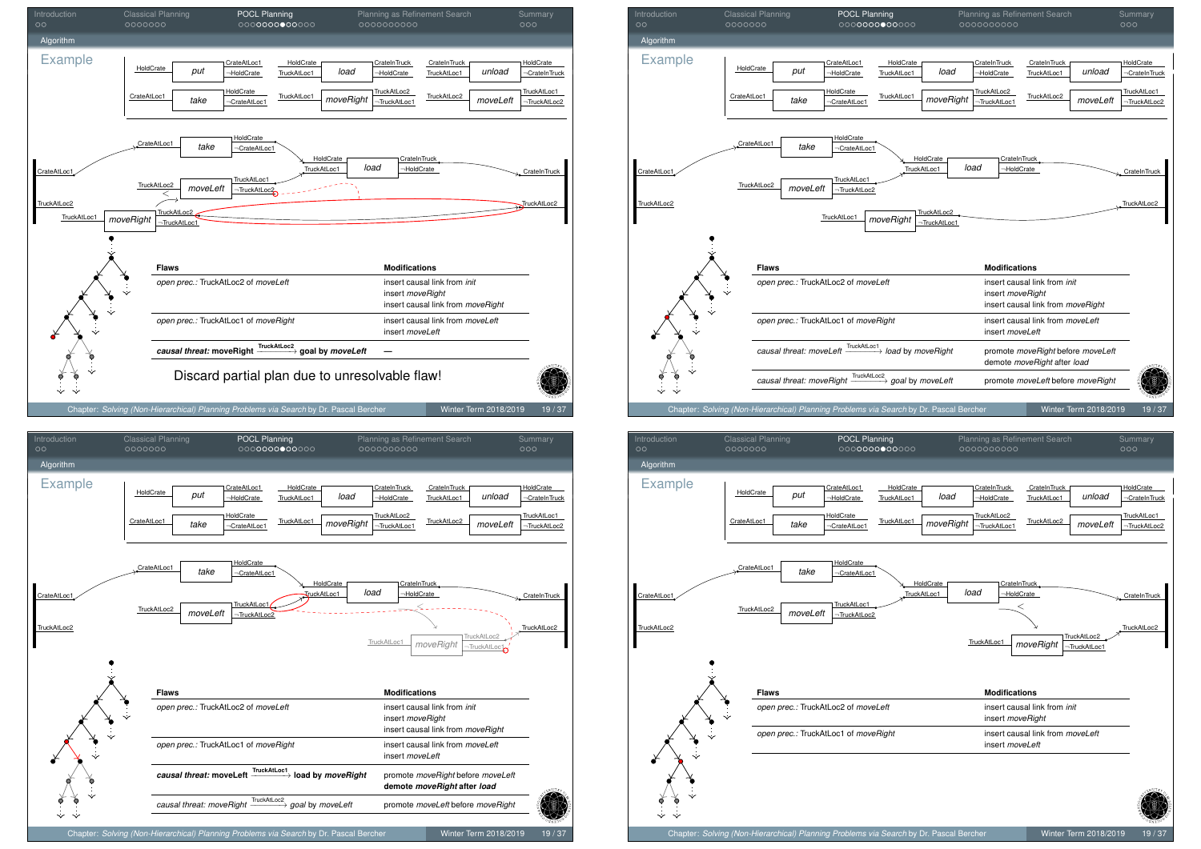## Example

| Flaws | Modifications |
|---|---|
| *open prec.:* TruckAtLoc2 of *moveLeft* | insert causal link from *init* |
| | insert *moveRight* |
| | insert causal link from *moveRight* |
| *open prec.:* TruckAtLoc1 of *moveRight* | insert causal link from *moveLeft* |
| | insert *moveLeft* |
| ***causal threat:* moveRight** $\xrightarrow{\text{TruckAtLoc2}}$ **goal by *moveLeft*** | — |

Discard partial plan due to unresolvable flaw!

## Example

| Flaws | Modifications |
|---|---|
| *open prec.:* TruckAtLoc2 of *moveLeft* | insert causal link from *init* |
| | insert *moveRight* |
| | insert causal link from *moveRight* |
| *open prec.:* TruckAtLoc1 of *moveRight* | insert causal link from *moveLeft* |
| | insert *moveLeft* |
| *causal threat: moveLeft* $\xrightarrow{\text{TruckAtLoc1}}$ *load by moveRight* | promote *moveRight* before *moveLeft* |
| | demote *moveRight* after *load* |
| *causal threat: moveRight* $\xrightarrow{\text{TruckAtLoc2}}$ *goal by moveLeft* | promote *moveLeft* before *moveRight* |

## Example

| Flaws | Modifications |
|---|---|
| *open prec.:* TruckAtLoc2 of *moveLeft* | insert causal link from *init* |
| | insert *moveRight* |
| | insert causal link from *moveRight* |
| *open prec.:* TruckAtLoc1 of *moveRight* | insert causal link from *moveLeft* |
| | insert *moveLeft* |
| ***causal threat:* moveLeft** $\xrightarrow{\text{TruckAtLoc1}}$ **load by *moveRight*** | promote *moveRight* before *moveLeft* |
| | **demote *moveRight* after *load*** |
| *causal threat: moveRight* $\xrightarrow{\text{TruckAtLoc2}}$ *goal by moveLeft* | promote *moveLeft* before *moveRight* |

## Example

| Flaws | Modifications |
|---|---|
| *open prec.:* TruckAtLoc2 of *moveLeft* | insert causal link from *init* |
| | insert *moveRight* |
| *open prec.:* TruckAtLoc1 of *moveRight* | insert causal link from *moveLeft* |
| | insert *moveLeft* |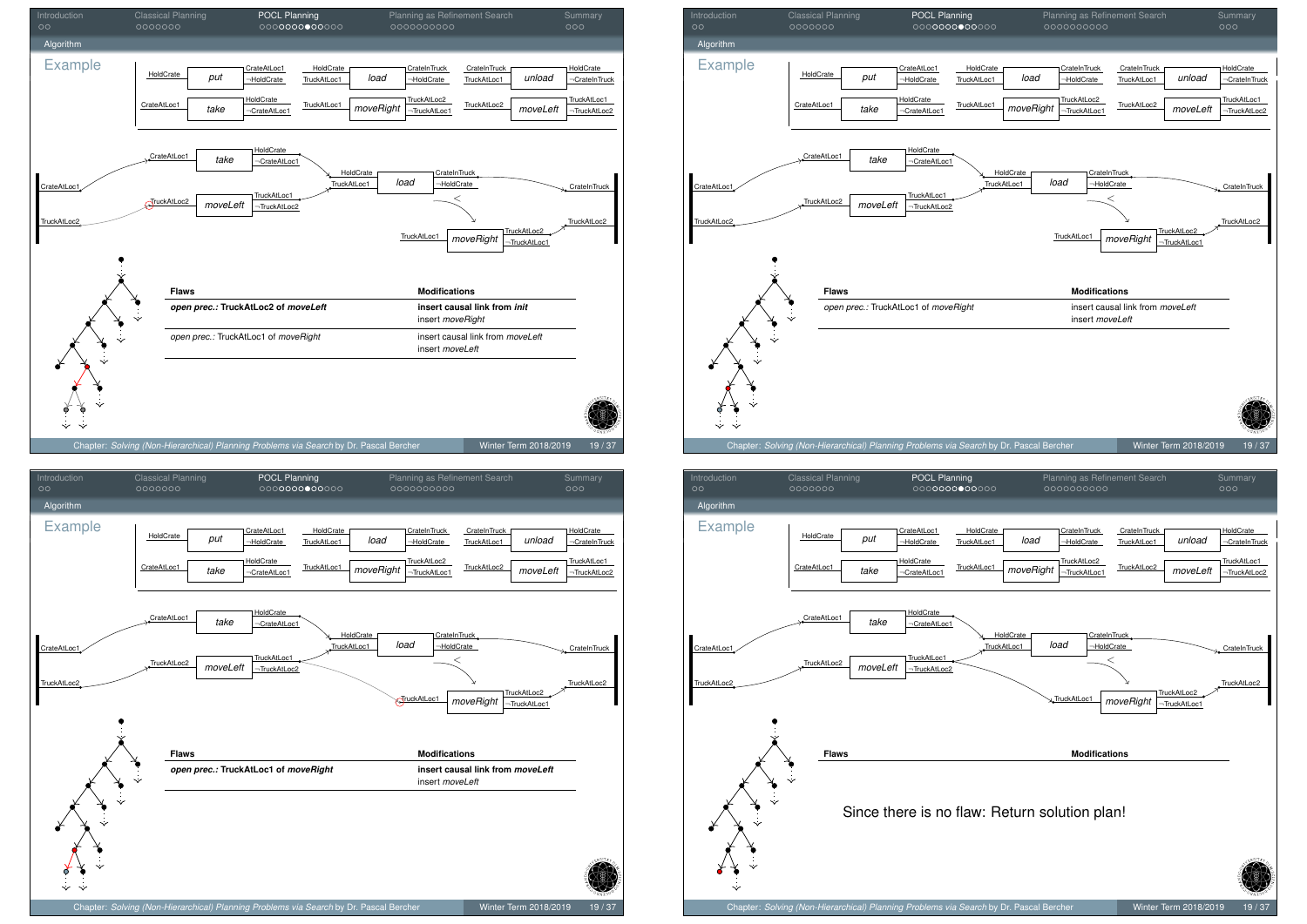## Example

| Flaws | Modifications |
|---|---|
| ***open prec.:* TruckAtLoc2 of *moveLeft*** | **insert causal link from *init*** |
| | insert *moveRight* |
| *open prec.:* TruckAtLoc1 of *moveRight* | insert causal link from *moveLeft* |
| | insert *moveLeft* |

## Example

| Flaws | Modifications |
|---|---|
| *open prec.:* TruckAtLoc1 of *moveRight* | insert causal link from *moveLeft* |
| | insert *moveLeft* |

## Example

| Flaws | Modifications |
|---|---|
| ***open prec.:* TruckAtLoc1 of *moveRight*** | **insert causal link from *moveLeft*** |
| | insert *moveLeft* |

## Example

| Flaws | Modifications |
|---|---|

Since there is no flaw: Return solution plan!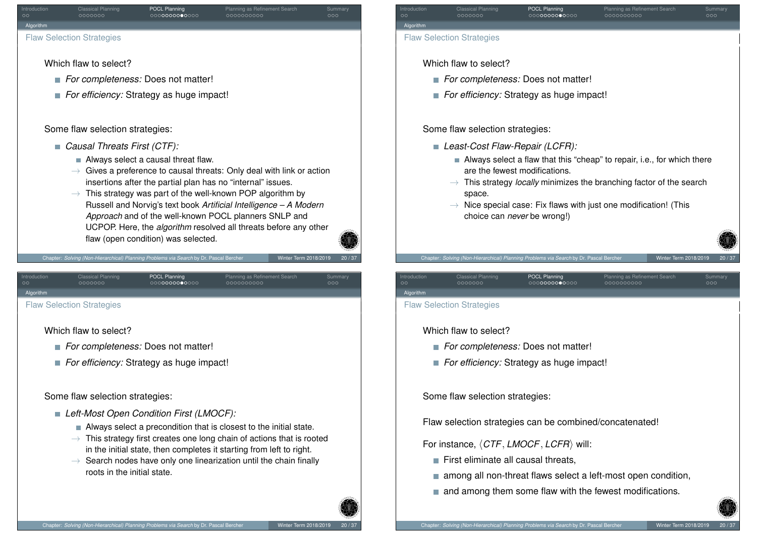## Flaw Selection Strategies

Which flaw to select?

- *For completeness:* Does not matter!
- *For efficiency:* Strategy as huge impact!

Some flaw selection strategies:

- *Causal Threats First (CTF):*
  - Always select a causal threat flaw.
  - → Gives a preference to causal threats: Only deal with link or action insertions after the partial plan has no "internal" issues.
  - → This strategy was part of the well-known POP algorithm by Russell and Norvig's text book *Artificial Intelligence – A Modern Approach* and of the well-known POCL planners SNLP and UCPOP. Here, the *algorithm* resolved all threats before any other flaw (open condition) was selected.

## Flaw Selection Strategies

Which flaw to select?

- *For completeness:* Does not matter!
- *For efficiency:* Strategy as huge impact!

Some flaw selection strategies:

- *Least-Cost Flaw-Repair (LCFR):*
  - Always select a flaw that this "cheap" to repair, i.e., for which there are the fewest modifications.
  - → This strategy *locally* minimizes the branching factor of the search space.
  - → Nice special case: Fix flaws with just one modification! (This choice can *never* be wrong!)

## Flaw Selection Strategies

Which flaw to select?

- *For completeness:* Does not matter!
- *For efficiency:* Strategy as huge impact!

Some flaw selection strategies:

- *Left-Most Open Condition First (LMOCF):*
  - Always select a precondition that is closest to the initial state.
  - → This strategy first creates one long chain of actions that is rooted in the initial state, then completes it starting from left to right.
  - → Search nodes have only one linearization until the chain finally roots in the initial state.

## Flaw Selection Strategies

Which flaw to select?

- *For completeness:* Does not matter!
- *For efficiency:* Strategy as huge impact!

Some flaw selection strategies:

Flaw selection strategies can be combined/concatenated!

For instance, $\langle CTF, LMOCF, LCFR \rangle$ will:

- First eliminate all causal threats,
- among all non-threat flaws select a left-most open condition,
- and among them some flaw with the fewest modifications.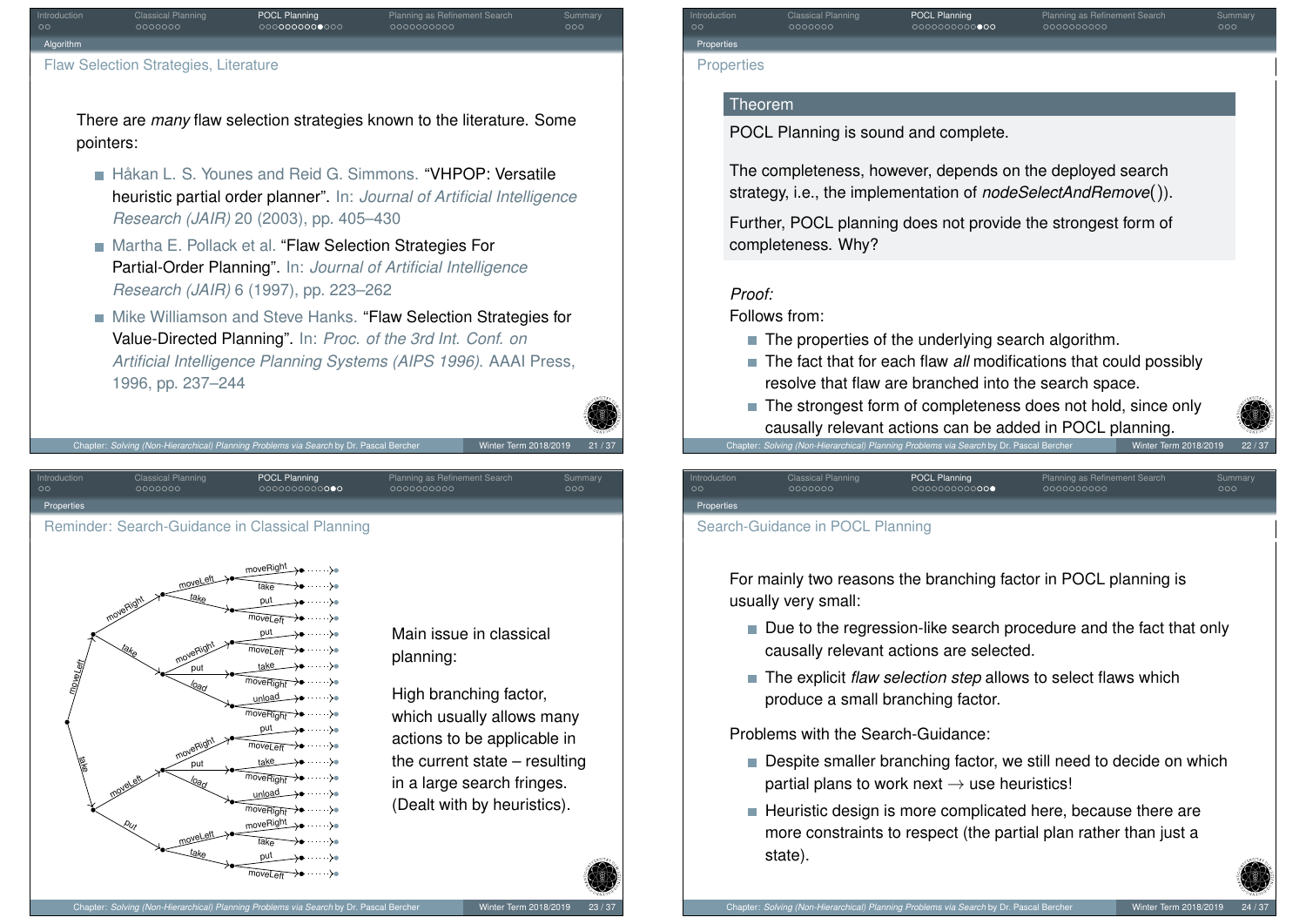## Flaw Selection Strategies, Literature

There are *many* flaw selection strategies known to the literature. Some pointers:

- Håkan L. S. Younes and Reid G. Simmons. "VHPOP: Versatile heuristic partial order planner". In: *Journal of Artificial Intelligence Research (JAIR)* 20 (2003), pp. 405–430
- Martha E. Pollack et al. "Flaw Selection Strategies For Partial-Order Planning". In: *Journal of Artificial Intelligence Research (JAIR)* 6 (1997), pp. 223–262
- Mike Williamson and Steve Hanks. "Flaw Selection Strategies for Value-Directed Planning". In: *Proc. of the 3rd Int. Conf. on Artificial Intelligence Planning Systems (AIPS 1996)*. AAAI Press, 1996, pp. 237–244

## Properties

**Theorem**

POCL Planning is sound and complete.

The completeness, however, depends on the deployed search strategy, i.e., the implementation of *nodeSelectAndRemove*()).

Further, POCL planning does not provide the strongest form of completeness. Why?

*Proof:*

Follows from:

- The properties of the underlying search algorithm.
- The fact that for each flaw *all* modifications that could possibly resolve that flaw are branched into the search space.
- The strongest form of completeness does not hold, since only causally relevant actions can be added in POCL planning.

## Reminder: Search-Guidance in Classical Planning

Main issue in classical planning:

High branching factor, which usually allows many actions to be applicable in the current state – resulting in a large search fringes. (Dealt with by heuristics).

## Search-Guidance in POCL Planning

For mainly two reasons the branching factor in POCL planning is usually very small:

- Due to the regression-like search procedure and the fact that only causally relevant actions are selected.
- The explicit *flaw selection step* allows to select flaws which produce a small branching factor.

Problems with the Search-Guidance:

- Despite smaller branching factor, we still need to decide on which partial plans to work next → use heuristics!
- Heuristic design is more complicated here, because there are more constraints to respect (the partial plan rather than just a state).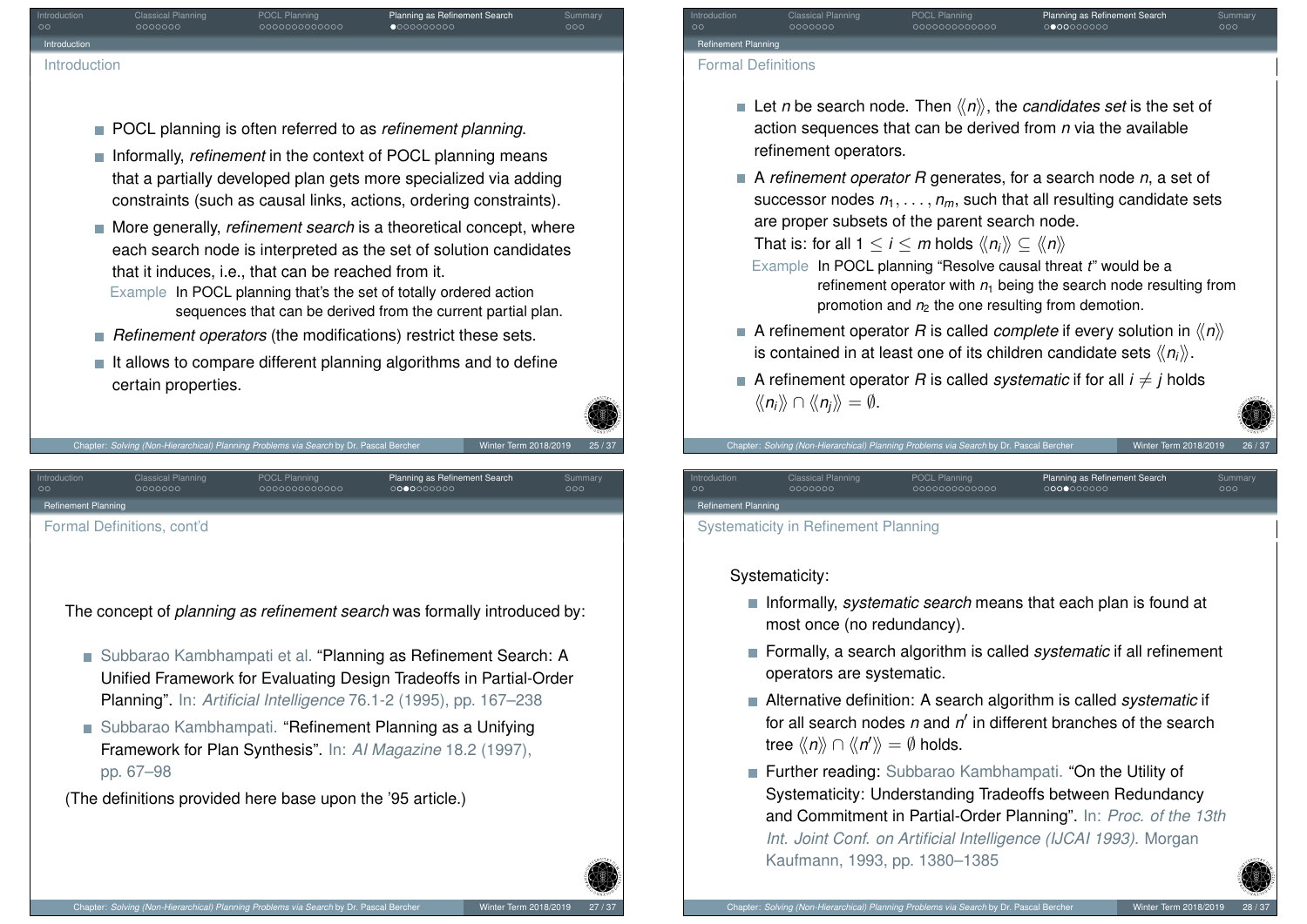## Introduction

- POCL planning is often referred to as *refinement planning*.
- Informally, *refinement* in the context of POCL planning means that a partially developed plan gets more specialized via adding constraints (such as causal links, actions, ordering constraints).
- More generally, *refinement search* is a theoretical concept, where each search node is interpreted as the set of solution candidates that it induces, i.e., that can be reached from it.

  Example: In POCL planning that's the set of totally ordered action sequences that can be derived from the current partial plan.
- *Refinement operators* (the modifications) restrict these sets.
- It allows to compare different planning algorithms and to define certain properties.

## Formal Definitions

- Let $n$ be search node. Then $\langle\langle n \rangle\rangle$, the *candidates set* is the set of action sequences that can be derived from $n$ via the available refinement operators.
- A *refinement operator* $R$ generates, for a search node $n$, a set of successor nodes $n_1, \dots, n_m$, such that all resulting candidate sets are proper subsets of the parent search node.
  That is: for all $1 \leq i \leq m$ holds $\langle\langle n_i \rangle\rangle \subseteq \langle\langle n \rangle\rangle$

  Example: In POCL planning "Resolve causal threat $t$" would be a refinement operator with $n_1$ being the search node resulting from promotion and $n_2$ the one resulting from demotion.
- A refinement operator $R$ is called *complete* if every solution in $\langle\langle n \rangle\rangle$ is contained in at least one of its children candidate sets $\langle\langle n_i \rangle\rangle$.
- A refinement operator $R$ is called *systematic* if for all $i \neq j$ holds $\langle\langle n_i \rangle\rangle \cap \langle\langle n_j \rangle\rangle = \emptyset$.

## Formal Definitions, cont'd

The concept of *planning as refinement search* was formally introduced by:

- Subbarao Kambhampati et al. "Planning as Refinement Search: A Unified Framework for Evaluating Design Tradeoffs in Partial-Order Planning". In: *Artificial Intelligence* 76.1-2 (1995), pp. 167–238
- Subbarao Kambhampati. "Refinement Planning as a Unifying Framework for Plan Synthesis". In: *AI Magazine* 18.2 (1997), pp. 67–98

(The definitions provided here base upon the '95 article.)

## Systematicity in Refinement Planning

Systematicity:

- Informally, *systematic search* means that each plan is found at most once (no redundancy).
- Formally, a search algorithm is called *systematic* if all refinement operators are systematic.
- Alternative definition: A search algorithm is called *systematic* if for all search nodes $n$ and $n'$ in different branches of the search tree $\langle\langle n \rangle\rangle \cap \langle\langle n' \rangle\rangle = \emptyset$ holds.
- Further reading: Subbarao Kambhampati. "On the Utility of Systematicity: Understanding Tradeoffs between Redundancy and Commitment in Partial-Order Planning". In: *Proc. of the 13th Int. Joint Conf. on Artificial Intelligence (IJCAI 1993)*. Morgan Kaufmann, 1993, pp. 1380–1385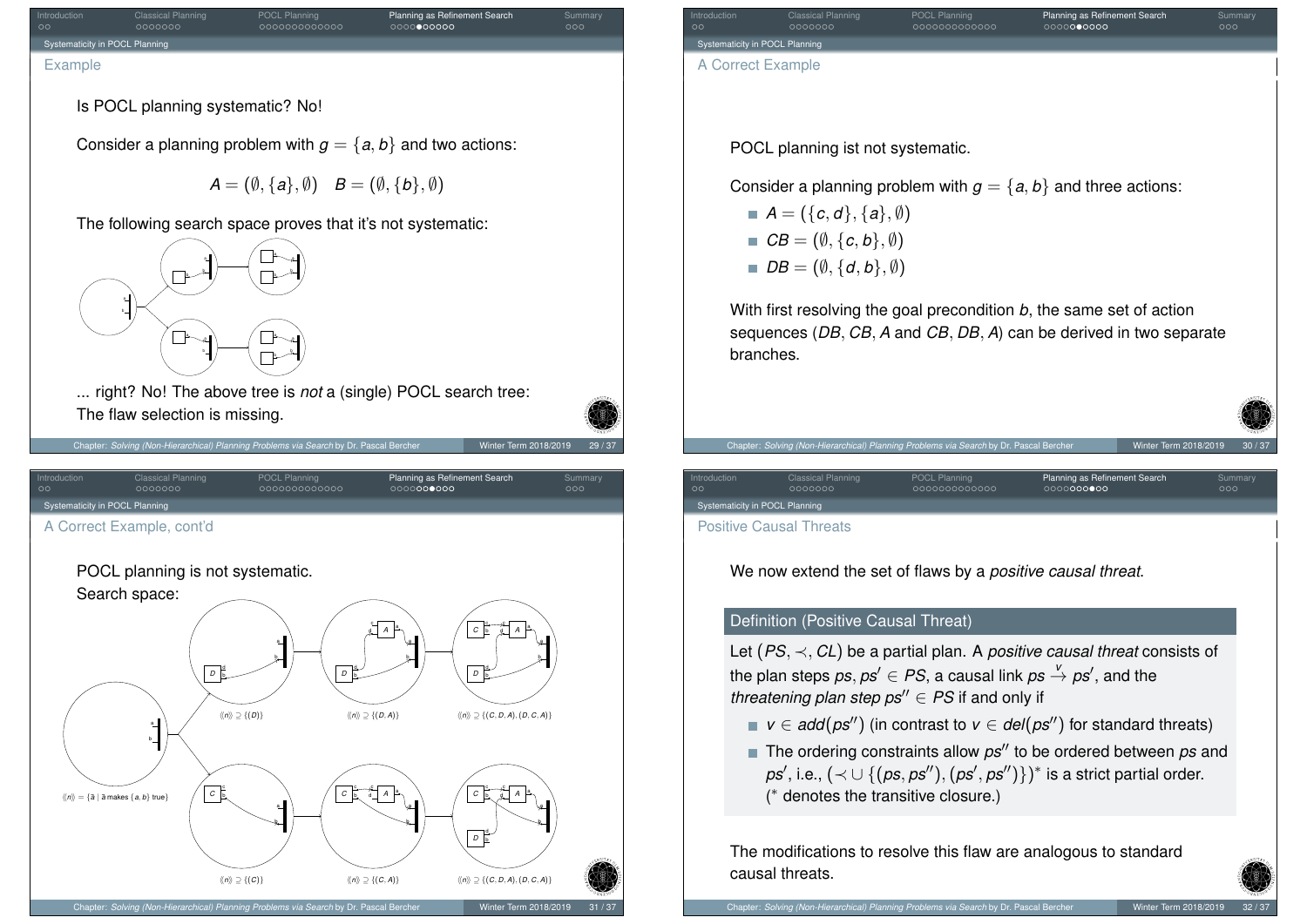## Systematicity in POCL Planning

### Example

Is POCL planning systematic? No!

Consider a planning problem with $g = \{a, b\}$ and two actions:

$$A = (\emptyset, \{a\}, \emptyset) \quad B = (\emptyset, \{b\}, \emptyset)$$

The following search space proves that it's not systematic:

... right? No! The above tree is *not* a (single) POCL search tree: The flaw selection is missing.

### A Correct Example

POCL planning ist not systematic.

Consider a planning problem with $g = \{a, b\}$ and three actions:

- $A = (\{c, d\}, \{a\}, \emptyset)$
- $CB = (\emptyset, \{c, b\}, \emptyset)$
- $DB = (\emptyset, \{d, b\}, \emptyset)$

With first resolving the goal precondition $b$, the same set of action sequences ($DB, CB, A$ and $CB, DB, A$) can be derived in two separate branches.

### A Correct Example, cont'd

POCL planning is not systematic.
Search space:

$\langle\langle n \rangle\rangle = \{\bar{a} \mid \bar{a} \text{ makes } \{a, b\} \text{ true}\}$

$\langle\langle n \rangle\rangle \supseteq \{(D)\}$ — $\langle\langle n \rangle\rangle \supseteq \{(D, A)\}$ — $\langle\langle n \rangle\rangle \supseteq \{(C, D, A), (D, C, A)\}$

$\langle\langle n \rangle\rangle \supseteq \{(C)\}$ — $\langle\langle n \rangle\rangle \supseteq \{(C, A)\}$ — $\langle\langle n \rangle\rangle \supseteq \{(C, D, A), (D, C, A)\}$

### Positive Causal Threats

We now extend the set of flaws by a *positive causal threat*.

**Definition (Positive Causal Threat)**

Let $(PS, \prec, CL)$ be a partial plan. A *positive causal threat* consists of the plan steps $ps, ps' \in PS$, a causal link $ps \xrightarrow{v} ps'$, and the *threatening plan step* $ps'' \in PS$ if and only if

- $v \in add(ps'')$ (in contrast to $v \in del(ps'')$ for standard threats)
- The ordering constraints allow $ps''$ to be ordered between $ps$ and $ps'$, i.e., $(\prec \cup \{(ps, ps''), (ps', ps'')\})^*$ is a strict partial order. ($^*$ denotes the transitive closure.)

The modifications to resolve this flaw are analogous to standard causal threats.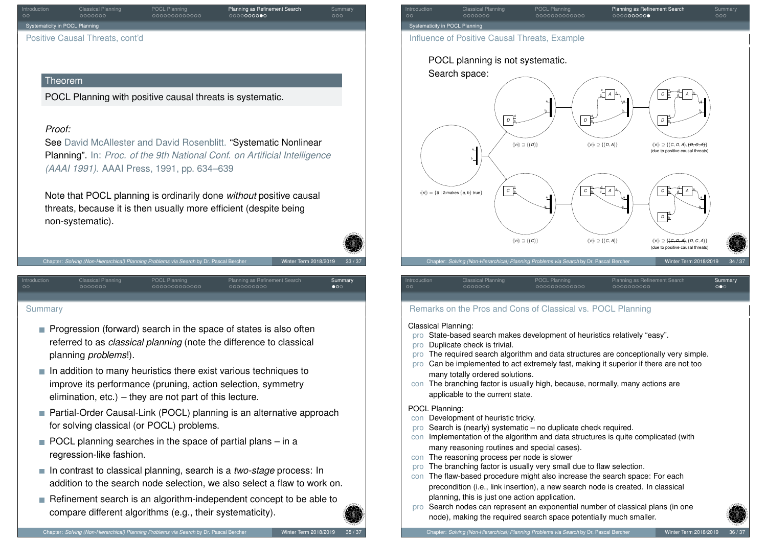## Positive Causal Threats, cont'd

**Theorem**

POCL Planning with positive causal threats is systematic.

*Proof:*
See David McAllester and David Rosenblitt. "Systematic Nonlinear Planning". In: *Proc. of the 9th National Conf. on Artificial Intelligence (AAAI 1991)*. AAAI Press, 1991, pp. 634–639

Note that POCL planning is ordinarily done *without* positive causal threats, because it is then usually more efficient (despite being non-systematic).

## Influence of Positive Causal Threats, Example

POCL planning is not systematic.
Search space:

$\langle\langle n \rangle\rangle = \{\bar{a} \mid \bar{a} \text{ makes } \{a, b\} \text{ true}\}$

$\langle\langle n \rangle\rangle \supseteq \{\langle D \rangle\}$ — $\langle\langle n \rangle\rangle \supseteq \{\langle D, A \rangle\}$ — $\langle\langle n \rangle\rangle \supseteq \{\langle C, D, A \rangle, ~~\langle D, C, A \rangle~~\}$ (due to positive causal threats)

$\langle\langle n \rangle\rangle \supseteq \{\langle C \rangle\}$ — $\langle\langle n \rangle\rangle \supseteq \{\langle C, A \rangle\}$ — $\langle\langle n \rangle\rangle \supseteq \{~~\langle C, D, A \rangle~~, \langle D, C, A \rangle\}$ (due to positive causal threats)

## Summary

- Progression (forward) search in the space of states is also often referred to as *classical planning* (note the difference to classical planning *problems*!).
- In addition to many heuristics there exist various techniques to improve its performance (pruning, action selection, symmetry elimination, etc.) – they are not part of this lecture.
- Partial-Order Causal-Link (POCL) planning is an alternative approach for solving classical (or POCL) problems.
- POCL planning searches in the space of partial plans – in a regression-like fashion.
- In contrast to classical planning, search is a *two-stage* process: In addition to the search node selection, we also select a flaw to work on.
- Refinement search is an algorithm-independent concept to be able to compare different algorithms (e.g., their systematicity).

## Remarks on the Pros and Cons of Classical vs. POCL Planning

Classical Planning:

- pro State-based search makes development of heuristics relatively "easy".
- pro Duplicate check is trivial.
- pro The required search algorithm and data structures are conceptionally very simple.
- pro Can be implemented to act extremely fast, making it superior if there are not too many totally ordered solutions.
- con The branching factor is usually high, because, normally, many actions are applicable to the current state.

POCL Planning:

- con Development of heuristic tricky.
- pro Search is (nearly) systematic – no duplicate check required.
- con Implementation of the algorithm and data structures is quite complicated (with many reasoning routines and special cases).
- con The reasoning process per node is slower
- pro The branching factor is usually very small due to flaw selection.
- con The flaw-based procedure might also increase the search space: For each precondition (i.e., link insertion), a new search node is created. In classical planning, this is just one action application.
- pro Search nodes can represent an exponential number of classical plans (in one node), making the required search space potentially much smaller.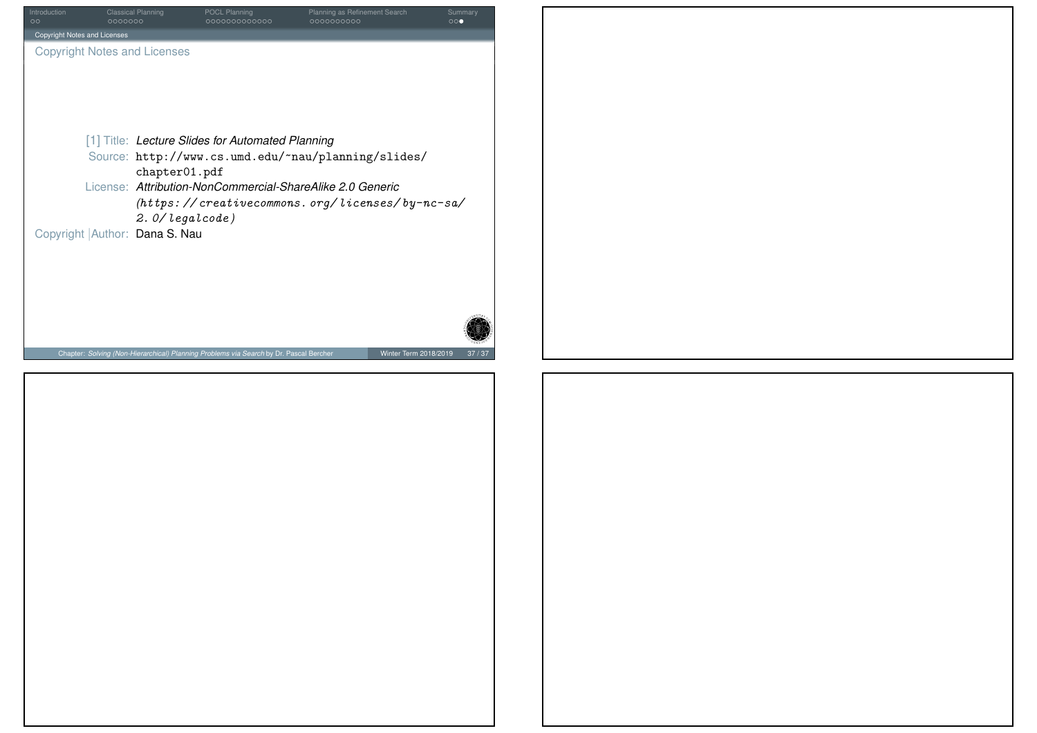## Copyright Notes and Licenses

[1] Title: *Lecture Slides for Automated Planning*
Source: http://www.cs.umd.edu/~nau/planning/slides/chapter01.pdf
License: *Attribution-NonCommercial-ShareAlike 2.0 Generic (https://creativecommons.org/licenses/by-nc-sa/2.0/legalcode)*
Copyright |Author: Dana S. Nau